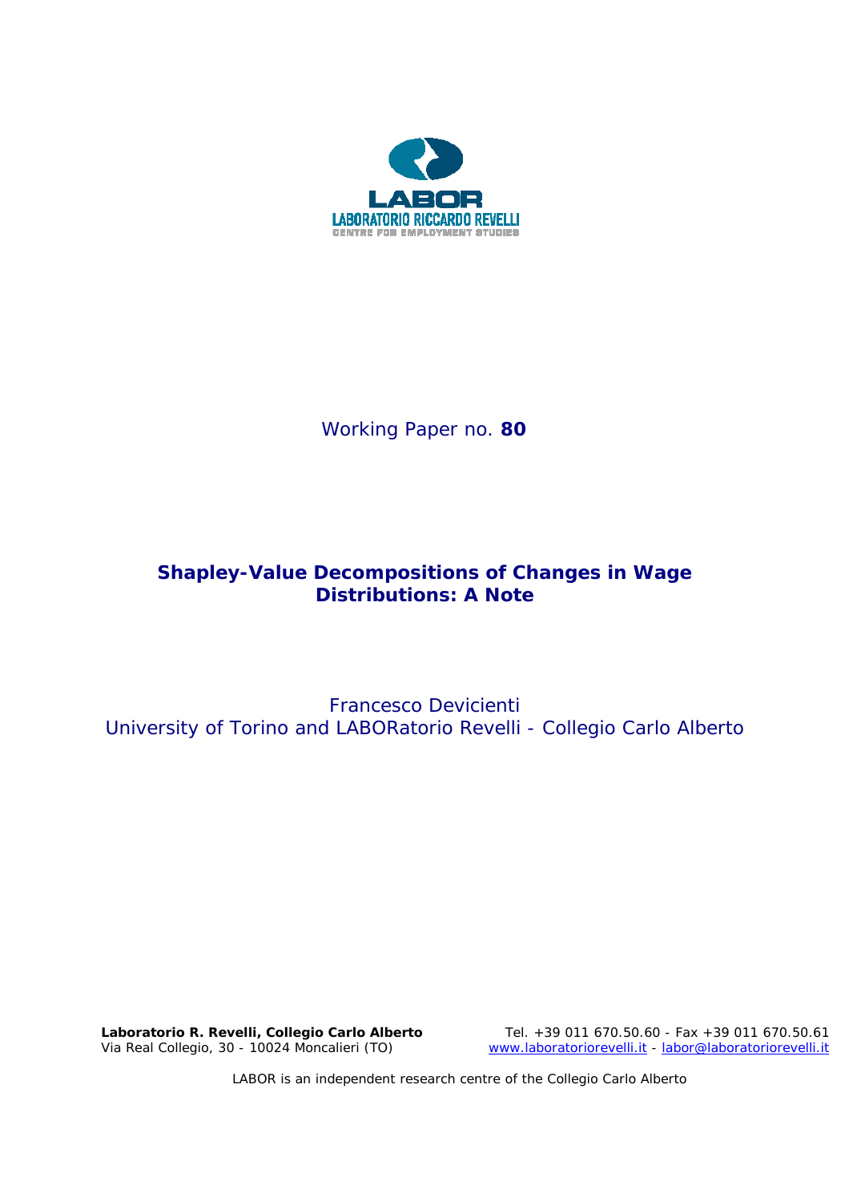LABOR

LABORATORIO RICCARDO REVELLI

CENTRE FOR EMPLOYMENT STUDIES

Working Paper no. **80**

# Shapley-Value Decompositions of Changes in Wage Distributions: A Note

Francesco Devicienti
University of Torino and LABORatorio Revelli - Collegio Carlo Alberto

**Laboratorio R. Revelli, Collegio Carlo Alberto**
Via Real Collegio, 30 - 10024 Moncalieri (TO)

Tel. +39 011 670.50.60 - Fax +39 011 670.50.61
www.laboratoriorevelli.it - labor@laboratoriorevelli.it

LABOR is an independent research centre of the Collegio Carlo Alberto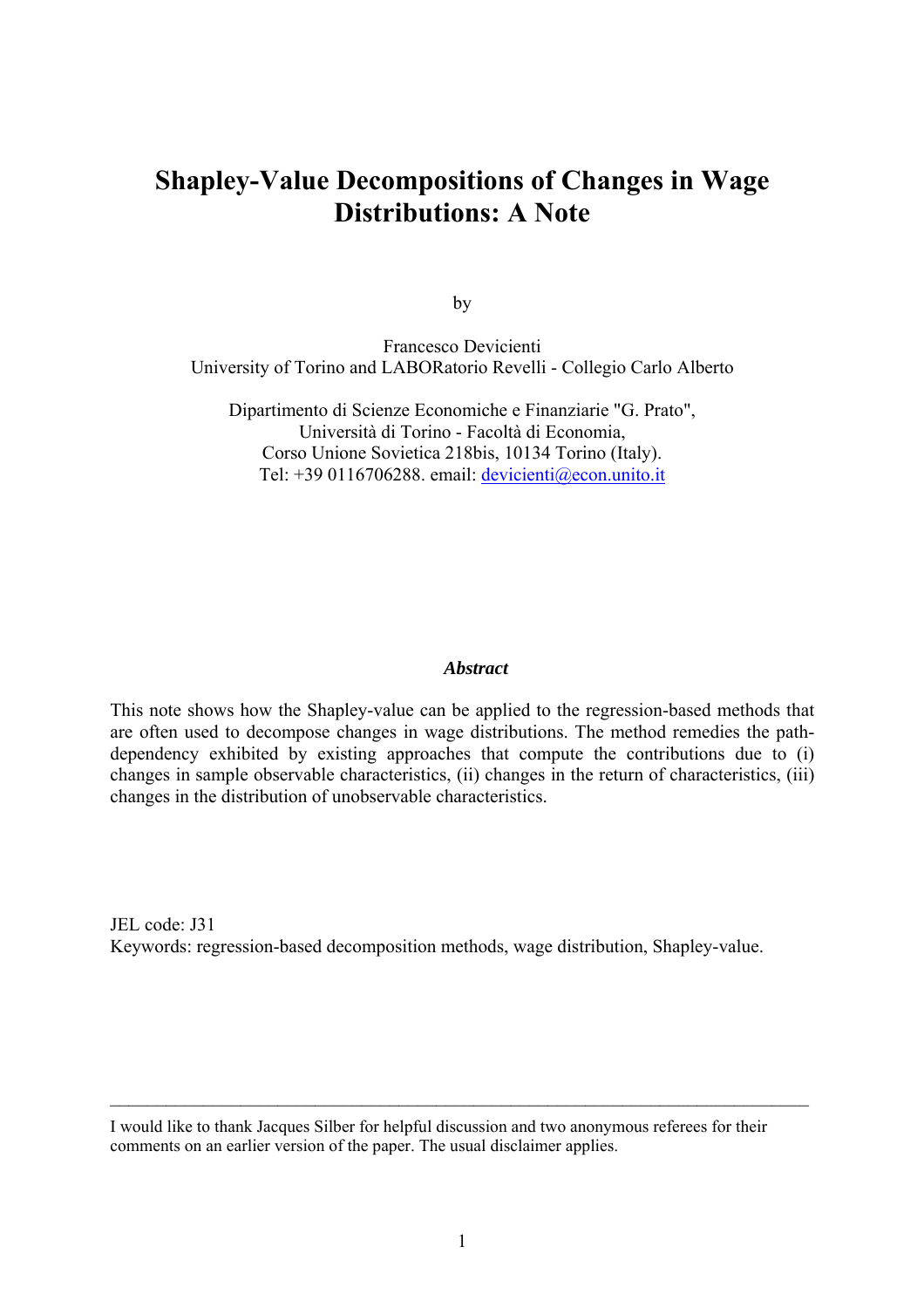# Shapley-Value Decompositions of Changes in Wage Distributions: A Note

by

Francesco Devicienti
University of Torino and LABORatorio Revelli - Collegio Carlo Alberto

Dipartimento di Scienze Economiche e Finanziarie "G. Prato",
Università di Torino - Facoltà di Economia,
Corso Unione Sovietica 218bis, 10134 Torino (Italy).
Tel: +39 0116706288. email: devicienti@econ.unito.it

***Abstract***

This note shows how the Shapley-value can be applied to the regression-based methods that are often used to decompose changes in wage distributions. The method remedies the path-dependency exhibited by existing approaches that compute the contributions due to (i) changes in sample observable characteristics, (ii) changes in the return of characteristics, (iii) changes in the distribution of unobservable characteristics.

JEL code: J31
Keywords: regression-based decomposition methods, wage distribution, Shapley-value.

---

I would like to thank Jacques Silber for helpful discussion and two anonymous referees for their comments on an earlier version of the paper. The usual disclaimer applies.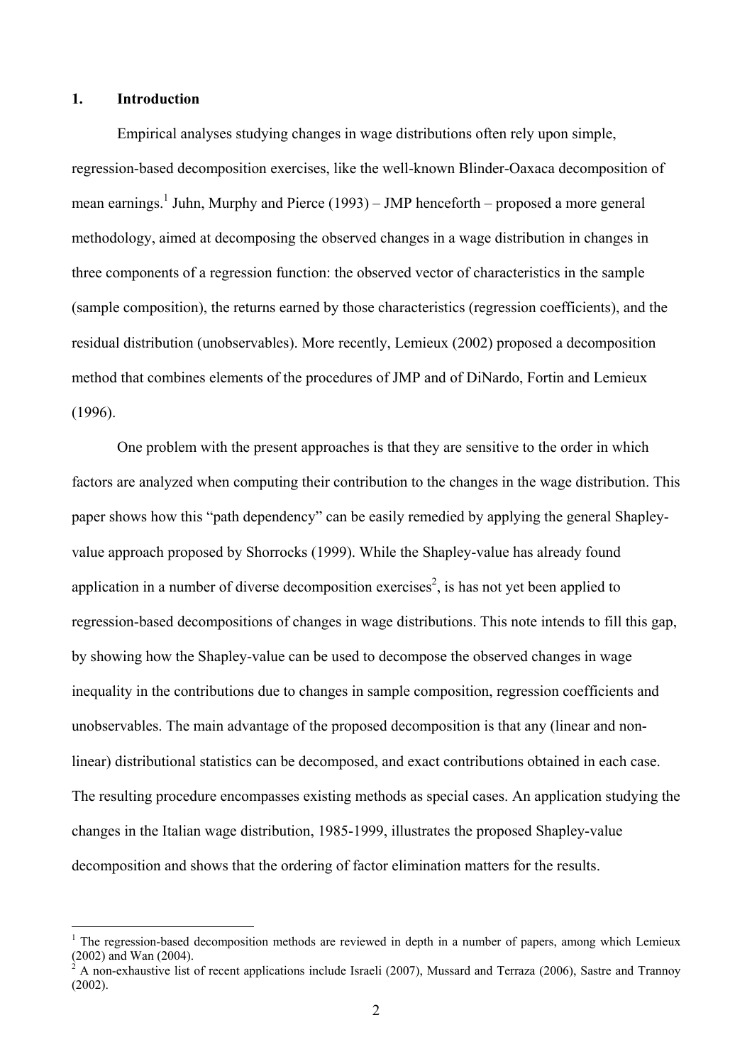## 1. Introduction

Empirical analyses studying changes in wage distributions often rely upon simple, regression-based decomposition exercises, like the well-known Blinder-Oaxaca decomposition of mean earnings.[1] Juhn, Murphy and Pierce (1993) – JMP henceforth – proposed a more general methodology, aimed at decomposing the observed changes in a wage distribution in changes in three components of a regression function: the observed vector of characteristics in the sample (sample composition), the returns earned by those characteristics (regression coefficients), and the residual distribution (unobservables). More recently, Lemieux (2002) proposed a decomposition method that combines elements of the procedures of JMP and of DiNardo, Fortin and Lemieux (1996).

One problem with the present approaches is that they are sensitive to the order in which factors are analyzed when computing their contribution to the changes in the wage distribution. This paper shows how this "path dependency" can be easily remedied by applying the general Shapley-value approach proposed by Shorrocks (1999). While the Shapley-value has already found application in a number of diverse decomposition exercises[2], is has not yet been applied to regression-based decompositions of changes in wage distributions. This note intends to fill this gap, by showing how the Shapley-value can be used to decompose the observed changes in wage inequality in the contributions due to changes in sample composition, regression coefficients and unobservables. The main advantage of the proposed decomposition is that any (linear and non-linear) distributional statistics can be decomposed, and exact contributions obtained in each case. The resulting procedure encompasses existing methods as special cases. An application studying the changes in the Italian wage distribution, 1985-1999, illustrates the proposed Shapley-value decomposition and shows that the ordering of factor elimination matters for the results.

---

[1] The regression-based decomposition methods are reviewed in depth in a number of papers, among which Lemieux (2002) and Wan (2004).

[2] A non-exhaustive list of recent applications include Israeli (2007), Mussard and Terraza (2006), Sastre and Trannoy (2002).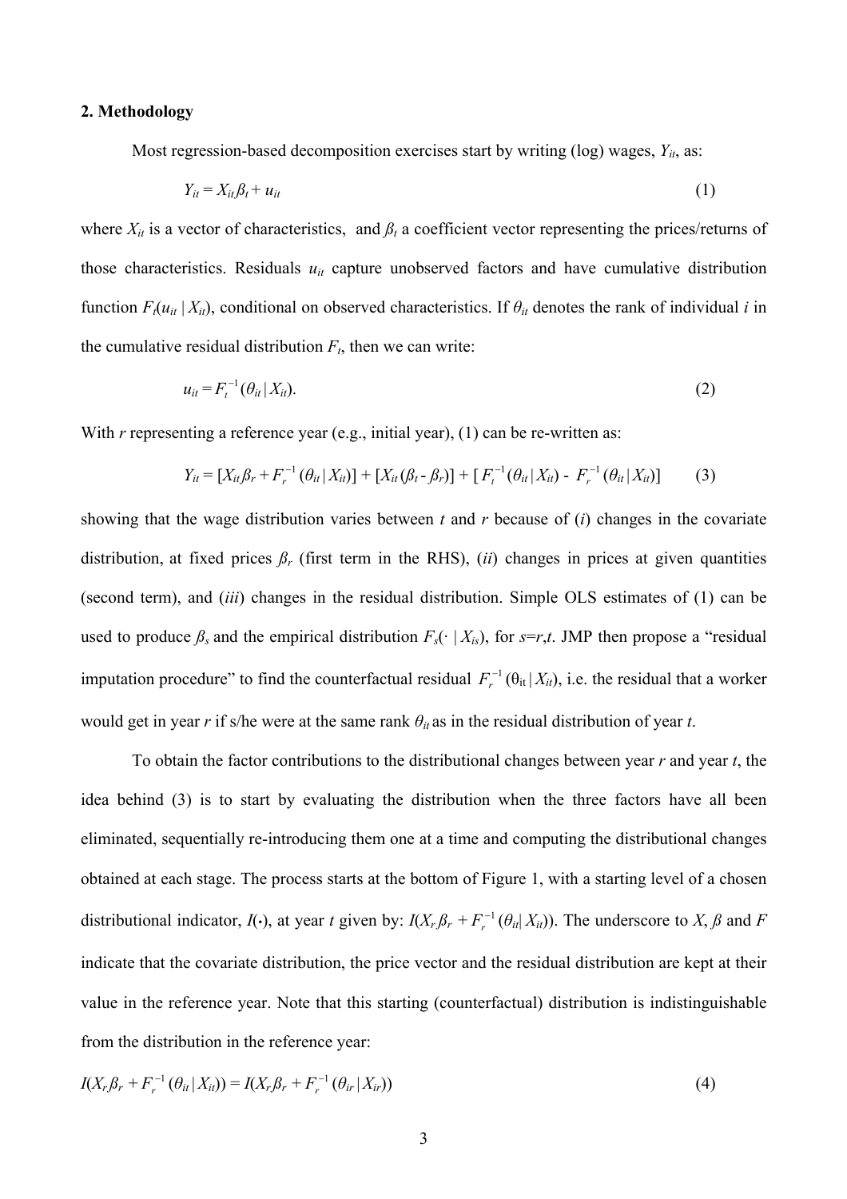## 2. Methodology

Most regression-based decomposition exercises start by writing (log) wages, $Y_{it}$, as:

$$Y_{it} = X_{it}\beta_t + u_{it} \tag{1}$$

where $X_{it}$ is a vector of characteristics, and $\beta_t$ a coefficient vector representing the prices/returns of those characteristics. Residuals $u_{it}$ capture unobserved factors and have cumulative distribution function $F_t(u_{it} \mid X_{it})$, conditional on observed characteristics. If $\theta_{it}$ denotes the rank of individual $i$ in the cumulative residual distribution $F_t$, then we can write:

$$u_{it} = F_t^{-1}(\theta_{it} \mid X_{it}). \tag{2}$$

With $r$ representing a reference year (e.g., initial year), (1) can be re-written as:

$$Y_{it} = [X_{it}\beta_r + F_r^{-1}(\theta_{it} \mid X_{it})] + [X_{it}(\beta_t - \beta_r)] + [F_t^{-1}(\theta_{it} \mid X_{it}) - F_r^{-1}(\theta_{it} \mid X_{it})] \tag{3}$$

showing that the wage distribution varies between $t$ and $r$ because of (*i*) changes in the covariate distribution, at fixed prices $\beta_r$ (first term in the RHS), (*ii*) changes in prices at given quantities (second term), and (*iii*) changes in the residual distribution. Simple OLS estimates of (1) can be used to produce $\beta_s$ and the empirical distribution $F_s(\cdot \mid X_{is})$, for $s=r,t$. JMP then propose a "residual imputation procedure" to find the counterfactual residual $F_r^{-1}(\theta_{it} \mid X_{it})$, i.e. the residual that a worker would get in year $r$ if s/he were at the same rank $\theta_{it}$ as in the residual distribution of year $t$.

To obtain the factor contributions to the distributional changes between year $r$ and year $t$, the idea behind (3) is to start by evaluating the distribution when the three factors have all been eliminated, sequentially re-introducing them one at a time and computing the distributional changes obtained at each stage. The process starts at the bottom of Figure 1, with a starting level of a chosen distributional indicator, $I(\cdot)$, at year $t$ given by: $I(\underline{X}_r\underline{\beta}_r + \underline{F}_r^{-1}(\theta_{it} \mid X_{it}))$. The underscore to $X$, $\beta$ and $F$ indicate that the covariate distribution, the price vector and the residual distribution are kept at their value in the reference year. Note that this starting (counterfactual) distribution is indistinguishable from the distribution in the reference year:

$$I(\underline{X}_r\underline{\beta}_r + \underline{F}_r^{-1}(\theta_{it} \mid X_{it})) = I(X_r\beta_r + F_r^{-1}(\theta_{ir} \mid X_{ir})) \tag{4}$$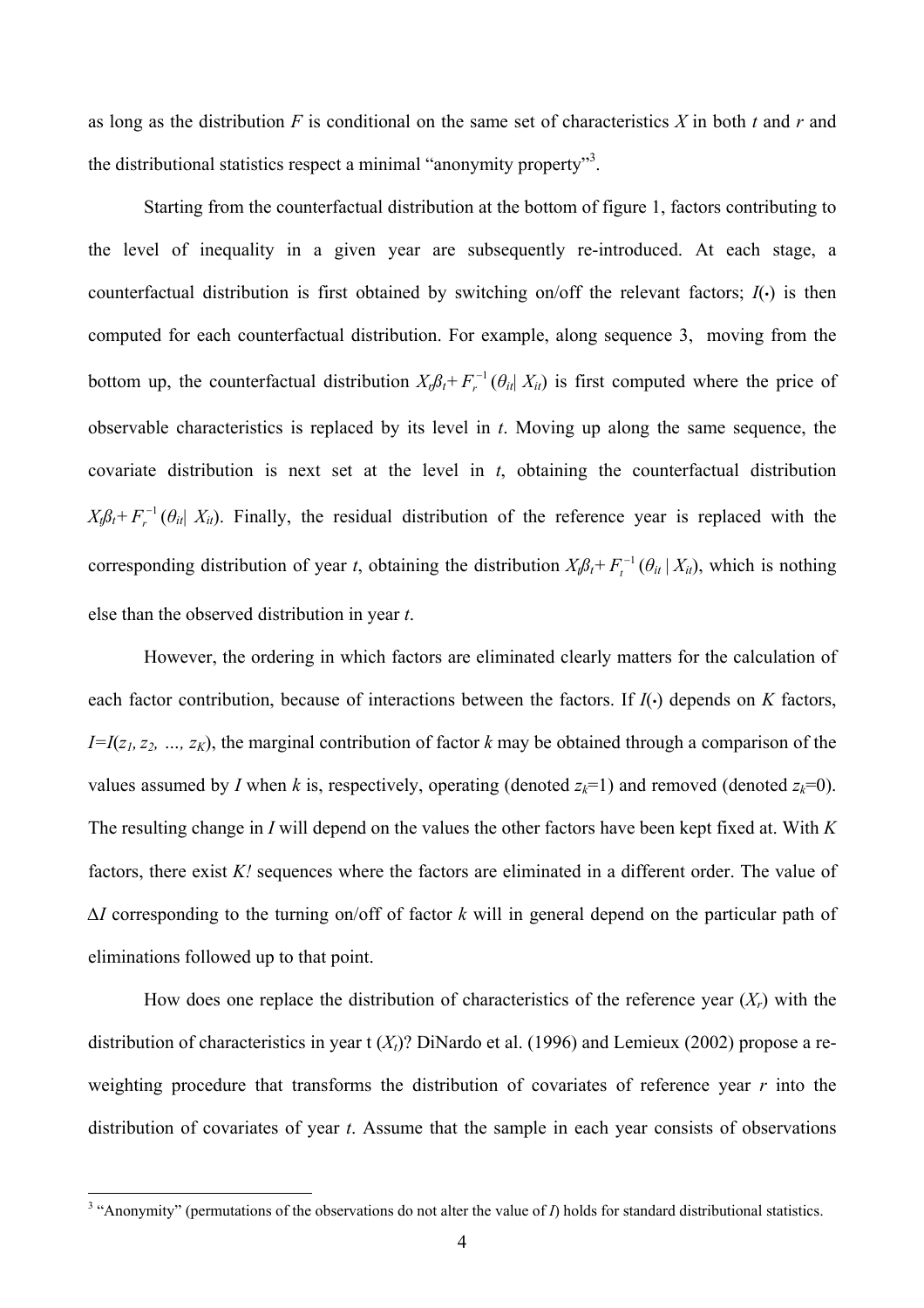as long as the distribution $F$ is conditional on the same set of characteristics $X$ in both $t$ and $r$ and the distributional statistics respect a minimal "anonymity property"[3].

Starting from the counterfactual distribution at the bottom of figure 1, factors contributing to the level of inequality in a given year are subsequently re-introduced. At each stage, a counterfactual distribution is first obtained by switching on/off the relevant factors; $I(\cdot)$ is then computed for each counterfactual distribution. For example, along sequence 3, moving from the bottom up, the counterfactual distribution $X_r\beta_t + F_r^{-1}(\theta_{it}| X_{it})$ is first computed where the price of observable characteristics is replaced by its level in $t$. Moving up along the same sequence, the covariate distribution is next set at the level in $t$, obtaining the counterfactual distribution $X_t\beta_t + F_r^{-1}(\theta_{it}| X_{it})$. Finally, the residual distribution of the reference year is replaced with the corresponding distribution of year $t$, obtaining the distribution $X_t\beta_t + F_t^{-1}(\theta_{it} | X_{it})$, which is nothing else than the observed distribution in year $t$.

However, the ordering in which factors are eliminated clearly matters for the calculation of each factor contribution, because of interactions between the factors. If $I(\cdot)$ depends on $K$ factors, $I=I(z_1, z_2, \ldots, z_K)$, the marginal contribution of factor $k$ may be obtained through a comparison of the values assumed by $I$ when $k$ is, respectively, operating (denoted $z_k$=1) and removed (denoted $z_k$=0). The resulting change in $I$ will depend on the values the other factors have been kept fixed at. With $K$ factors, there exist $K!$ sequences where the factors are eliminated in a different order. The value of $\Delta I$ corresponding to the turning on/off of factor $k$ will in general depend on the particular path of eliminations followed up to that point.

How does one replace the distribution of characteristics of the reference year ($X_r$) with the distribution of characteristics in year t ($X_t$)? DiNardo et al. (1996) and Lemieux (2002) propose a re-weighting procedure that transforms the distribution of covariates of reference year $r$ into the distribution of covariates of year $t$. Assume that the sample in each year consists of observations

[3] "Anonymity" (permutations of the observations do not alter the value of $I$) holds for standard distributional statistics.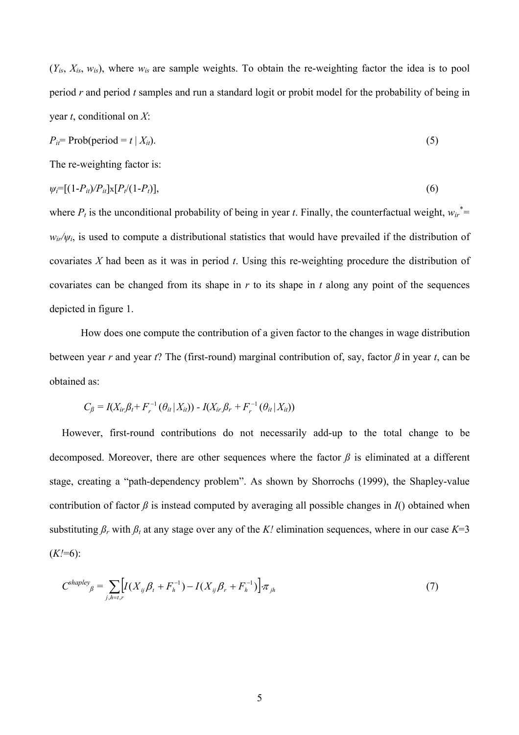($Y_{is}$, $X_{is}$, $w_{is}$), where $w_{is}$ are sample weights. To obtain the re-weighting factor the idea is to pool period $r$ and period $t$ samples and run a standard logit or probit model for the probability of being in year $t$, conditional on $X$:

$$P_{it} = \text{Prob}(\text{period} = t \mid X_{it}). \tag{5}$$

The re-weighting factor is:

$$\psi_i = [(1-P_{it})/P_{it}] \text{x} [P_t/(1-P_t)], \tag{6}$$

where $P_t$ is the unconditional probability of being in year $t$. Finally, the counterfactual weight, $w_{ir}^{*} = w_{ir}/\psi_i$, is used to compute a distributional statistics that would have prevailed if the distribution of covariates $X$ had been as it was in period $t$. Using this re-weighting procedure the distribution of covariates can be changed from its shape in $r$ to its shape in $t$ along any point of the sequences depicted in figure 1.

How does one compute the contribution of a given factor to the changes in wage distribution between year $r$ and year $t$? The (first-round) marginal contribution of, say, factor $\beta$ in year $t$, can be obtained as:

$$C_{\beta} = I(X_{ir}\beta_t + F_r^{-1}(\theta_{it} \mid X_{it})) - I(X_{ir}\beta_r + F_r^{-1}(\theta_{it} \mid X_{it}))$$

However, first-round contributions do not necessarily add-up to the total change to be decomposed. Moreover, there are other sequences where the factor $\beta$ is eliminated at a different stage, creating a "path-dependency problem". As shown by Shorrochs (1999), the Shapley-value contribution of factor $\beta$ is instead computed by averaging all possible changes in $I()$ obtained when substituting $\beta_r$ with $\beta_t$ at any stage over any of the $K!$ elimination sequences, where in our case $K$=3 ($K!$=6):

$$C^{shapley}_{\beta} = \sum_{j,h=t,r} \left[ I(X_{ij}\beta_t + F_h^{-1}) - I(X_{ij}\beta_r + F_h^{-1}) \right] \cdot \pi_{jh} \tag{7}$$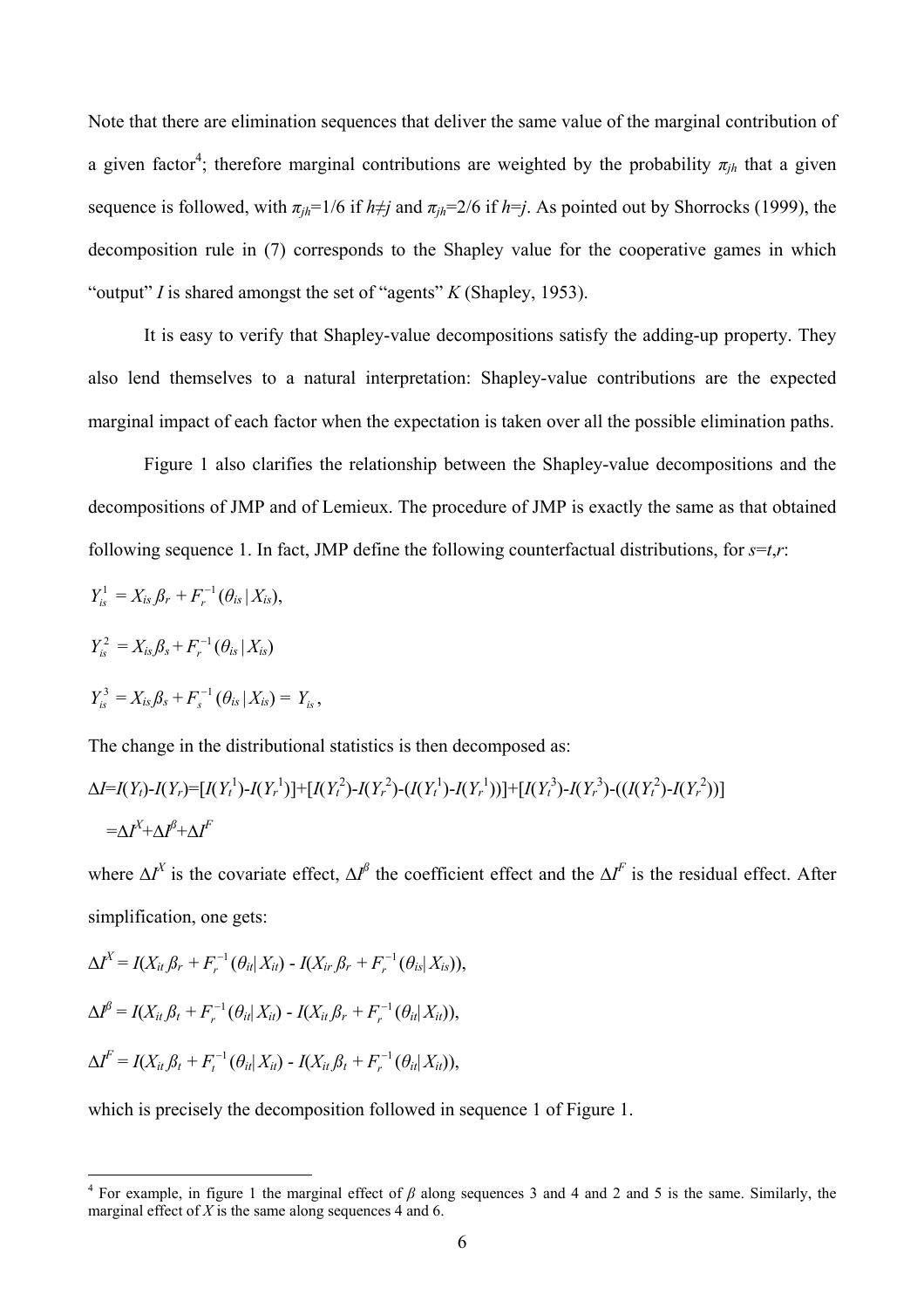Note that there are elimination sequences that deliver the same value of the marginal contribution of a given factor[4]; therefore marginal contributions are weighted by the probability $\pi_{jh}$ that a given sequence is followed, with $\pi_{jh}$=1/6 if $h \neq j$ and $\pi_{jh}$=2/6 if $h=j$. As pointed out by Shorrocks (1999), the decomposition rule in (7) corresponds to the Shapley value for the cooperative games in which "output" $I$ is shared amongst the set of "agents" $K$ (Shapley, 1953).

It is easy to verify that Shapley-value decompositions satisfy the adding-up property. They also lend themselves to a natural interpretation: Shapley-value contributions are the expected marginal impact of each factor when the expectation is taken over all the possible elimination paths.

Figure 1 also clarifies the relationship between the Shapley-value decompositions and the decompositions of JMP and of Lemieux. The procedure of JMP is exactly the same as that obtained following sequence 1. In fact, JMP define the following counterfactual distributions, for $s$=$t$,$r$:

$$Y_{is}^{1} = X_{is}\beta_r + F_r^{-1}(\theta_{is} \,|\, X_{is}),$$

$$Y_{is}^{2} = X_{is}\beta_s + F_r^{-1}(\theta_{is} \,|\, X_{is})$$

$$Y_{is}^{3} = X_{is}\beta_s + F_s^{-1}(\theta_{is} \,|\, X_{is}) = Y_{is},$$

The change in the distributional statistics is then decomposed as:

$$\Delta I = I(Y_t)-I(Y_r) = [I(Y_t^1)-I(Y_r^1)] + [I(Y_t^2)-I(Y_r^2)-(I(Y_t^1)-I(Y_r^1))] + [I(Y_t^3)-I(Y_r^3)-((I(Y_t^2)-I(Y_r^2))]$$

$$= \Delta I^X + \Delta I^\beta + \Delta I^F$$

where $\Delta I^X$ is the covariate effect, $\Delta I^\beta$ the coefficient effect and the $\Delta I^F$ is the residual effect. After simplification, one gets:

$$\Delta I^X = I(X_{it}\,\beta_r + F_r^{-1}(\theta_{it}|\, X_{it}) - I(X_{ir}\,\beta_r + F_r^{-1}(\theta_{is}|\, X_{is})),$$

$$\Delta I^\beta = I(X_{it}\,\beta_t + F_r^{-1}(\theta_{it}|\, X_{it}) - I(X_{it}\,\beta_r + F_r^{-1}(\theta_{it}|\, X_{it})),$$

$$\Delta I^F = I(X_{it}\,\beta_t + F_t^{-1}(\theta_{it}|\, X_{it}) - I(X_{it}\,\beta_t + F_r^{-1}(\theta_{it}|\, X_{it})),$$

which is precisely the decomposition followed in sequence 1 of Figure 1.

---

[4] For example, in figure 1 the marginal effect of $\beta$ along sequences 3 and 4 and 2 and 5 is the same. Similarly, the marginal effect of $X$ is the same along sequences 4 and 6.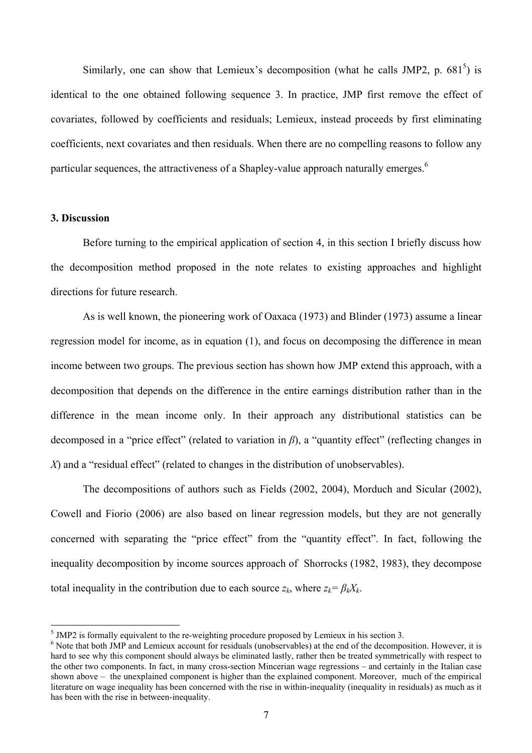Similarly, one can show that Lemieux's decomposition (what he calls JMP2, p. 681[5]) is identical to the one obtained following sequence 3. In practice, JMP first remove the effect of covariates, followed by coefficients and residuals; Lemieux, instead proceeds by first eliminating coefficients, next covariates and then residuals. When there are no compelling reasons to follow any particular sequences, the attractiveness of a Shapley-value approach naturally emerges.[6]

### 3. Discussion

Before turning to the empirical application of section 4, in this section I briefly discuss how the decomposition method proposed in the note relates to existing approaches and highlight directions for future research.

As is well known, the pioneering work of Oaxaca (1973) and Blinder (1973) assume a linear regression model for income, as in equation (1), and focus on decomposing the difference in mean income between two groups. The previous section has shown how JMP extend this approach, with a decomposition that depends on the difference in the entire earnings distribution rather than in the difference in the mean income only. In their approach any distributional statistics can be decomposed in a "price effect" (related to variation in $\beta$), a "quantity effect" (reflecting changes in $X$) and a "residual effect" (related to changes in the distribution of unobservables).

The decompositions of authors such as Fields (2002, 2004), Morduch and Sicular (2002), Cowell and Fiorio (2006) are also based on linear regression models, but they are not generally concerned with separating the "price effect" from the "quantity effect". In fact, following the inequality decomposition by income sources approach of Shorrocks (1982, 1983), they decompose total inequality in the contribution due to each source $z_k$, where $z_k = \beta_k X_k$.

---

[5] JMP2 is formally equivalent to the re-weighting procedure proposed by Lemieux in his section 3.

[6] Note that both JMP and Lemieux account for residuals (unobservables) at the end of the decomposition. However, it is hard to see why this component should always be eliminated lastly, rather then be treated symmetrically with respect to the other two components. In fact, in many cross-section Mincerian wage regressions – and certainly in the Italian case shown above – the unexplained component is higher than the explained component. Moreover, much of the empirical literature on wage inequality has been concerned with the rise in within-inequality (inequality in residuals) as much as it has been with the rise in between-inequality.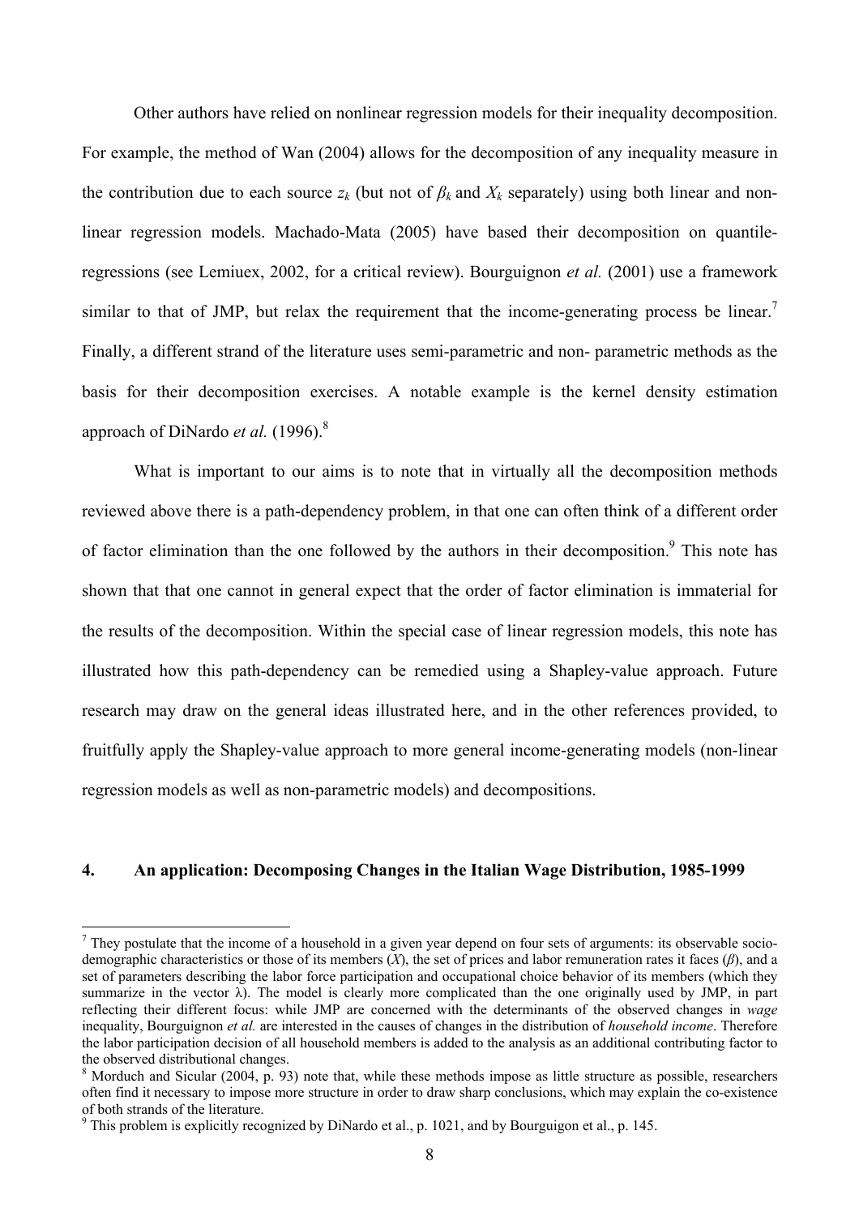Other authors have relied on nonlinear regression models for their inequality decomposition. For example, the method of Wan (2004) allows for the decomposition of any inequality measure in the contribution due to each source $z_k$ (but not of $\beta_k$ and $X_k$ separately) using both linear and non-linear regression models. Machado-Mata (2005) have based their decomposition on quantile-regressions (see Lemiuex, 2002, for a critical review). Bourguignon *et al.* (2001) use a framework similar to that of JMP, but relax the requirement that the income-generating process be linear.[7] Finally, a different strand of the literature uses semi-parametric and non- parametric methods as the basis for their decomposition exercises. A notable example is the kernel density estimation approach of DiNardo *et al.* (1996).[8]

What is important to our aims is to note that in virtually all the decomposition methods reviewed above there is a path-dependency problem, in that one can often think of a different order of factor elimination than the one followed by the authors in their decomposition.[9] This note has shown that that one cannot in general expect that the order of factor elimination is immaterial for the results of the decomposition. Within the special case of linear regression models, this note has illustrated how this path-dependency can be remedied using a Shapley-value approach. Future research may draw on the general ideas illustrated here, and in the other references provided, to fruitfully apply the Shapley-value approach to more general income-generating models (non-linear regression models as well as non-parametric models) and decompositions.

## 4. An application: Decomposing Changes in the Italian Wage Distribution, 1985-1999

---

[7] They postulate that the income of a household in a given year depend on four sets of arguments: its observable socio-demographic characteristics or those of its members ($X$), the set of prices and labor remuneration rates it faces ($\beta$), and a set of parameters describing the labor force participation and occupational choice behavior of its members (which they summarize in the vector $\lambda$). The model is clearly more complicated than the one originally used by JMP, in part reflecting their different focus: while JMP are concerned with the determinants of the observed changes in *wage* inequality, Bourguignon *et al.* are interested in the causes of changes in the distribution of *household income*. Therefore the labor participation decision of all household members is added to the analysis as an additional contributing factor to the observed distributional changes.

[8] Morduch and Sicular (2004, p. 93) note that, while these methods impose as little structure as possible, researchers often find it necessary to impose more structure in order to draw sharp conclusions, which may explain the co-existence of both strands of the literature.

[9] This problem is explicitly recognized by DiNardo et al., p. 1021, and by Bourguigon et al., p. 145.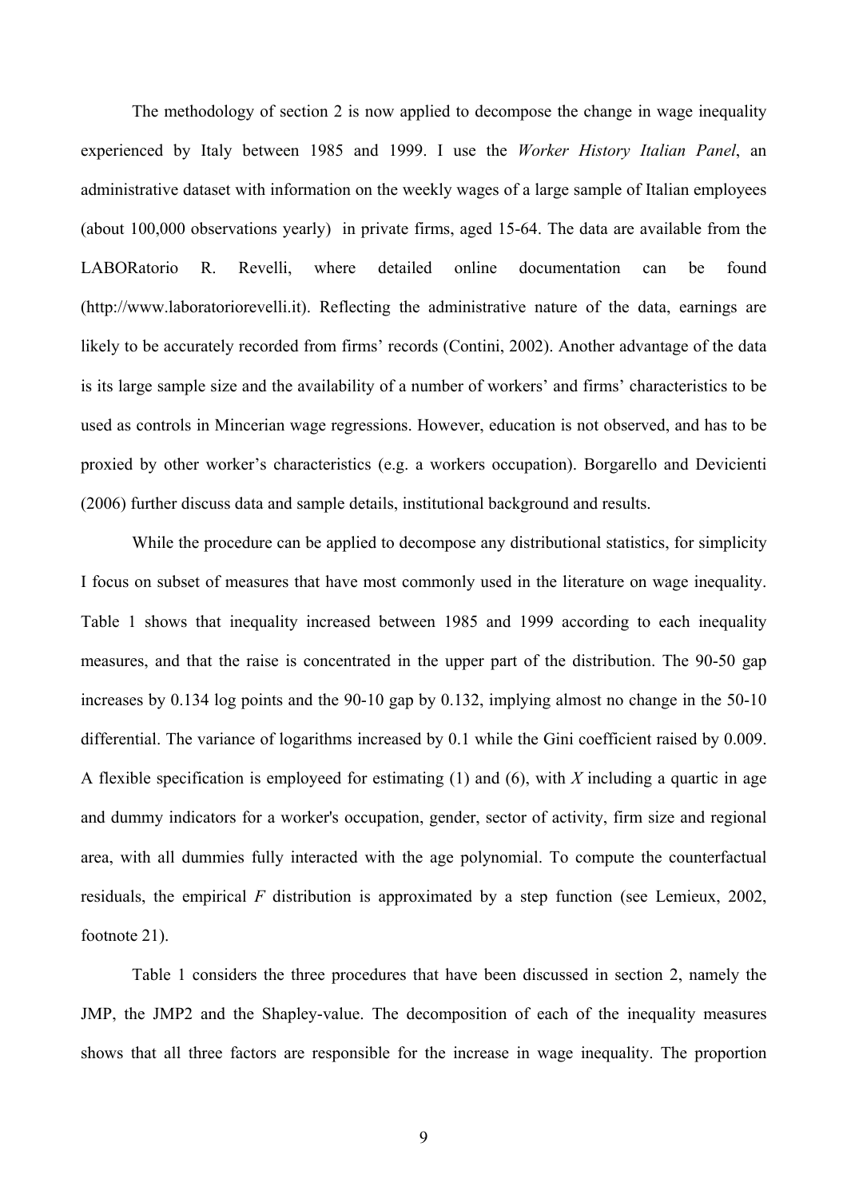The methodology of section 2 is now applied to decompose the change in wage inequality experienced by Italy between 1985 and 1999. I use the *Worker History Italian Panel*, an administrative dataset with information on the weekly wages of a large sample of Italian employees (about 100,000 observations yearly) in private firms, aged 15-64. The data are available from the LABORatorio R. Revelli, where detailed online documentation can be found (http://www.laboratoriorevelli.it). Reflecting the administrative nature of the data, earnings are likely to be accurately recorded from firms' records (Contini, 2002). Another advantage of the data is its large sample size and the availability of a number of workers' and firms' characteristics to be used as controls in Mincerian wage regressions. However, education is not observed, and has to be proxied by other worker's characteristics (e.g. a workers occupation). Borgarello and Devicienti (2006) further discuss data and sample details, institutional background and results.

While the procedure can be applied to decompose any distributional statistics, for simplicity I focus on subset of measures that have most commonly used in the literature on wage inequality. Table 1 shows that inequality increased between 1985 and 1999 according to each inequality measures, and that the raise is concentrated in the upper part of the distribution. The 90-50 gap increases by 0.134 log points and the 90-10 gap by 0.132, implying almost no change in the 50-10 differential. The variance of logarithms increased by 0.1 while the Gini coefficient raised by 0.009. A flexible specification is employeed for estimating (1) and (6), with $X$ including a quartic in age and dummy indicators for a worker's occupation, gender, sector of activity, firm size and regional area, with all dummies fully interacted with the age polynomial. To compute the counterfactual residuals, the empirical $F$ distribution is approximated by a step function (see Lemieux, 2002, footnote 21).

Table 1 considers the three procedures that have been discussed in section 2, namely the JMP, the JMP2 and the Shapley-value. The decomposition of each of the inequality measures shows that all three factors are responsible for the increase in wage inequality. The proportion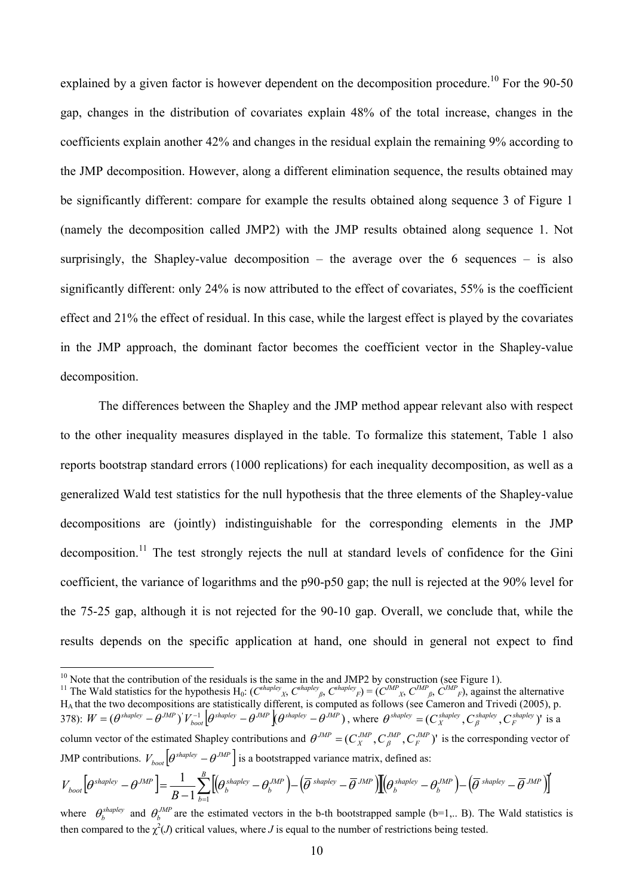explained by a given factor is however dependent on the decomposition procedure.[10] For the 90-50 gap, changes in the distribution of covariates explain 48% of the total increase, changes in the coefficients explain another 42% and changes in the residual explain the remaining 9% according to the JMP decomposition. However, along a different elimination sequence, the results obtained may be significantly different: compare for example the results obtained along sequence 3 of Figure 1 (namely the decomposition called JMP2) with the JMP results obtained along sequence 1. Not surprisingly, the Shapley-value decomposition – the average over the 6 sequences – is also significantly different: only 24% is now attributed to the effect of covariates, 55% is the coefficient effect and 21% the effect of residual. In this case, while the largest effect is played by the covariates in the JMP approach, the dominant factor becomes the coefficient vector in the Shapley-value decomposition.

The differences between the Shapley and the JMP method appear relevant also with respect to the other inequality measures displayed in the table. To formalize this statement, Table 1 also reports bootstrap standard errors (1000 replications) for each inequality decomposition, as well as a generalized Wald test statistics for the null hypothesis that the three elements of the Shapley-value decompositions are (jointly) indistinguishable for the corresponding elements in the JMP decomposition.[11] The test strongly rejects the null at standard levels of confidence for the Gini coefficient, the variance of logarithms and the p90-p50 gap; the null is rejected at the 90% level for the 75-25 gap, although it is not rejected for the 90-10 gap. Overall, we conclude that, while the results depends on the specific application at hand, one should in general not expect to find

---

[10] Note that the contribution of the residuals is the same in the and JMP2 by construction (see Figure 1).

[11] The Wald statistics for the hypothesis $H_0$: $(C^{shapley}_X, C^{shapley}_\beta, C^{shapley}_F) = (C^{JMP}_X, C^{JMP}_\beta, C^{JMP}_F)$, against the alternative $H_A$ that the two decompositions are statistically different, is computed as follows (see Cameron and Trivedi (2005), p. 378): $W = (\theta^{shapley} - \theta^{JMP})' V^{-1}_{boot}\left[\theta^{shapley} - \theta^{JMP}\right](\theta^{shapley} - \theta^{JMP})$, where $\theta^{shapley} = (C^{shapley}_X, C^{shapley}_\beta, C^{shapley}_F)'$ is a column vector of the estimated Shapley contributions and $\theta^{JMP} = (C^{JMP}_X, C^{JMP}_\beta, C^{JMP}_F)'$ is the corresponding vector of JMP contributions. $V_{boot}\left[\theta^{shapley} - \theta^{JMP}\right]$ is a bootstrapped variance matrix, defined as:

$$V_{boot}\left[\theta^{shapley} - \theta^{JMP}\right] = \frac{1}{B-1}\sum_{b=1}^{B}\left[\left(\theta^{shapley}_b - \theta^{JMP}_b\right) - \left(\bar{\theta}^{\,shapley} - \bar{\theta}^{\,JMP}\right)\right]\left[\left(\theta^{shapley}_b - \theta^{JMP}_b\right) - \left(\bar{\theta}^{\,shapley} - \bar{\theta}^{\,JMP}\right)\right]'$$

where $\theta^{shapley}_b$ and $\theta^{JMP}_b$ are the estimated vectors in the b-th bootstrapped sample (b=1,.. B). The Wald statistics is then compared to the $\chi^2(J)$ critical values, where $J$ is equal to the number of restrictions being tested.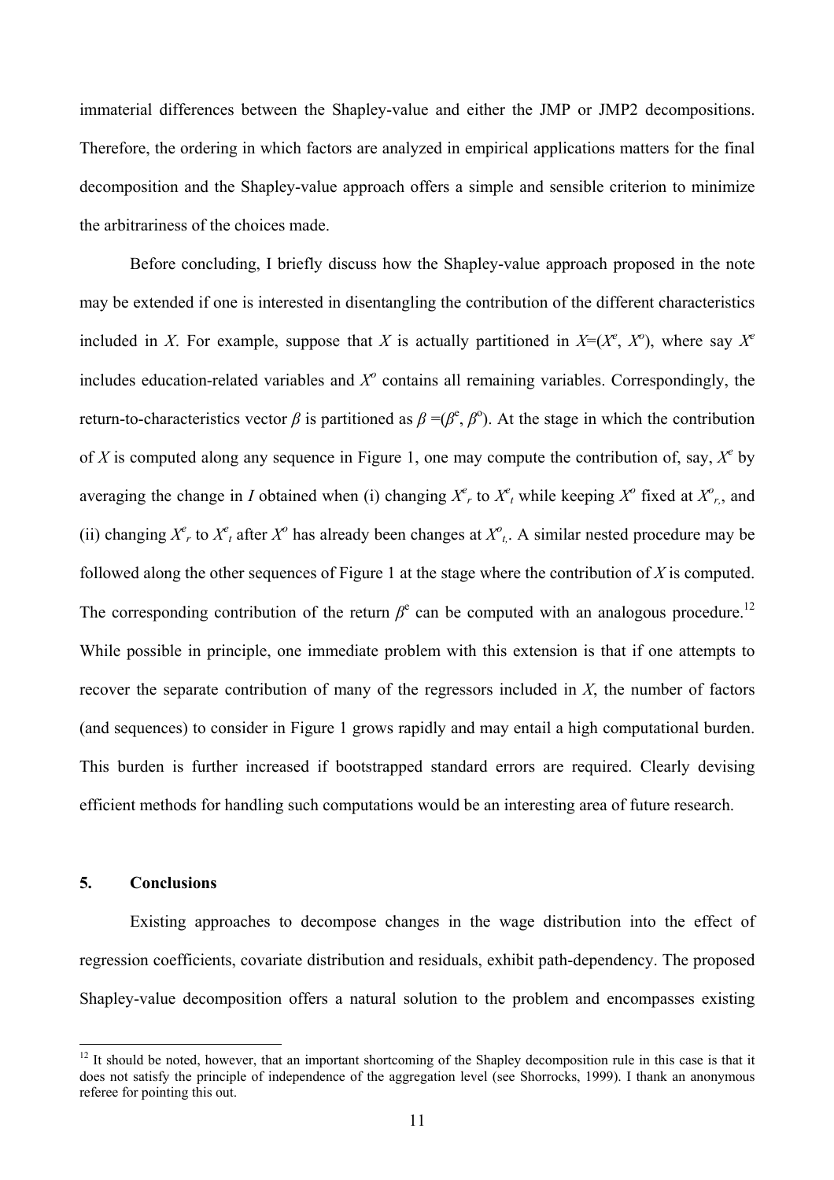immaterial differences between the Shapley-value and either the JMP or JMP2 decompositions. Therefore, the ordering in which factors are analyzed in empirical applications matters for the final decomposition and the Shapley-value approach offers a simple and sensible criterion to minimize the arbitrariness of the choices made.

Before concluding, I briefly discuss how the Shapley-value approach proposed in the note may be extended if one is interested in disentangling the contribution of the different characteristics included in $X$. For example, suppose that $X$ is actually partitioned in $X=(X^e, X^o)$, where say $X^e$ includes education-related variables and $X^o$ contains all remaining variables. Correspondingly, the return-to-characteristics vector $\beta$ is partitioned as $\beta=(\beta^e, \beta^o)$. At the stage in which the contribution of $X$ is computed along any sequence in Figure 1, one may compute the contribution of, say, $X^e$ by averaging the change in $I$ obtained when (i) changing $X^e_r$ to $X^e_t$ while keeping $X^o$ fixed at $X^o_{r,}$, and (ii) changing $X^e_r$ to $X^e_t$ after $X^o$ has already been changes at $X^o_{t,}$. A similar nested procedure may be followed along the other sequences of Figure 1 at the stage where the contribution of $X$ is computed. The corresponding contribution of the return $\beta^e$ can be computed with an analogous procedure.[12] While possible in principle, one immediate problem with this extension is that if one attempts to recover the separate contribution of many of the regressors included in $X$, the number of factors (and sequences) to consider in Figure 1 grows rapidly and may entail a high computational burden. This burden is further increased if bootstrapped standard errors are required. Clearly devising efficient methods for handling such computations would be an interesting area of future research.

## 5. Conclusions

Existing approaches to decompose changes in the wage distribution into the effect of regression coefficients, covariate distribution and residuals, exhibit path-dependency. The proposed Shapley-value decomposition offers a natural solution to the problem and encompasses existing

[12] It should be noted, however, that an important shortcoming of the Shapley decomposition rule in this case is that it does not satisfy the principle of independence of the aggregation level (see Shorrocks, 1999). I thank an anonymous referee for pointing this out.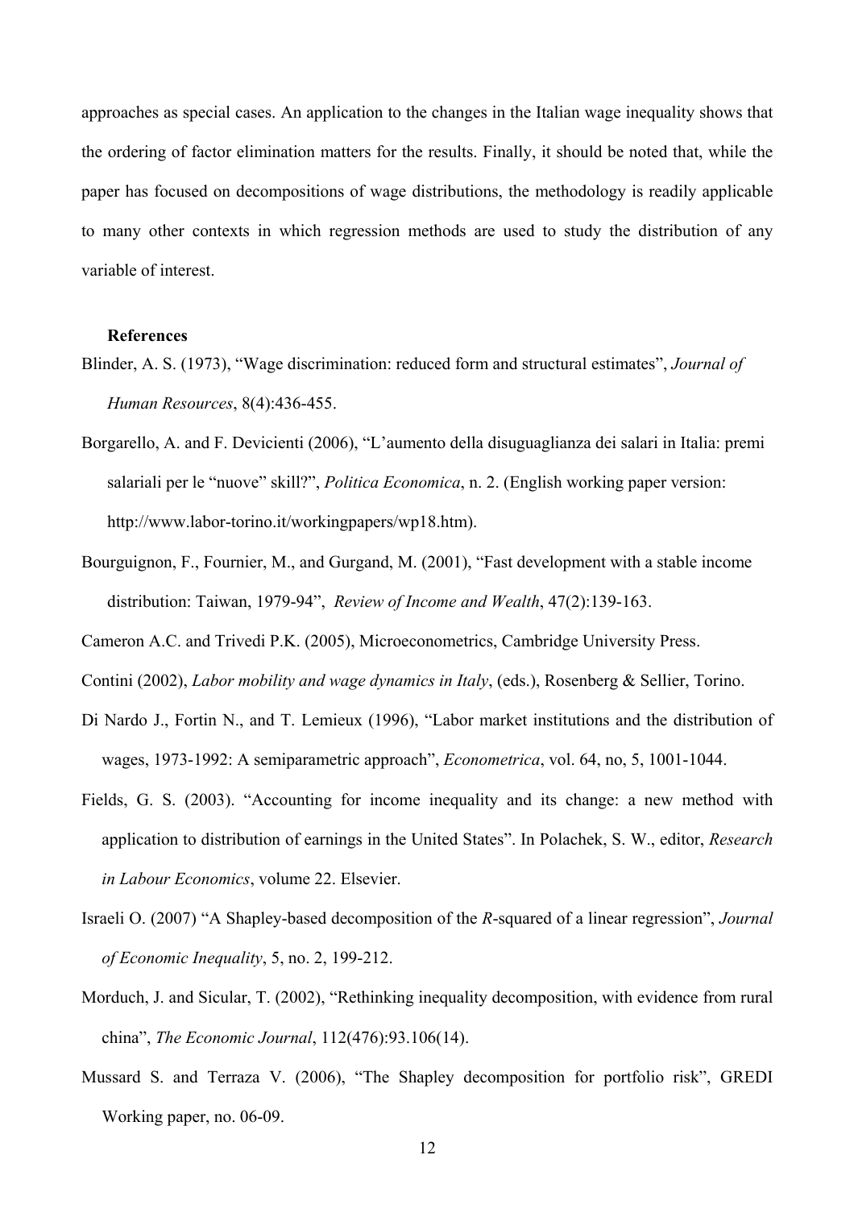approaches as special cases. An application to the changes in the Italian wage inequality shows that the ordering of factor elimination matters for the results. Finally, it should be noted that, while the paper has focused on decompositions of wage distributions, the methodology is readily applicable to many other contexts in which regression methods are used to study the distribution of any variable of interest.

## References

Blinder, A. S. (1973), "Wage discrimination: reduced form and structural estimates", *Journal of Human Resources*, 8(4):436-455.

Borgarello, A. and F. Devicienti (2006), "L'aumento della disuguaglianza dei salari in Italia: premi salariali per le "nuove" skill?", *Politica Economica*, n. 2. (English working paper version: http://www.labor-torino.it/workingpapers/wp18.htm).

Bourguignon, F., Fournier, M., and Gurgand, M. (2001), "Fast development with a stable income distribution: Taiwan, 1979-94", *Review of Income and Wealth*, 47(2):139-163.

Cameron A.C. and Trivedi P.K. (2005), Microeconometrics, Cambridge University Press.

Contini (2002), *Labor mobility and wage dynamics in Italy*, (eds.), Rosenberg & Sellier, Torino.

Di Nardo J., Fortin N., and T. Lemieux (1996), "Labor market institutions and the distribution of wages, 1973-1992: A semiparametric approach", *Econometrica*, vol. 64, no, 5, 1001-1044.

Fields, G. S. (2003). "Accounting for income inequality and its change: a new method with application to distribution of earnings in the United States". In Polachek, S. W., editor, *Research in Labour Economics*, volume 22. Elsevier.

Israeli O. (2007) "A Shapley-based decomposition of the *R*-squared of a linear regression", *Journal of Economic Inequality*, 5, no. 2, 199-212.

Morduch, J. and Sicular, T. (2002), "Rethinking inequality decomposition, with evidence from rural china", *The Economic Journal*, 112(476):93.106(14).

Mussard S. and Terraza V. (2006), "The Shapley decomposition for portfolio risk", GREDI Working paper, no. 06-09.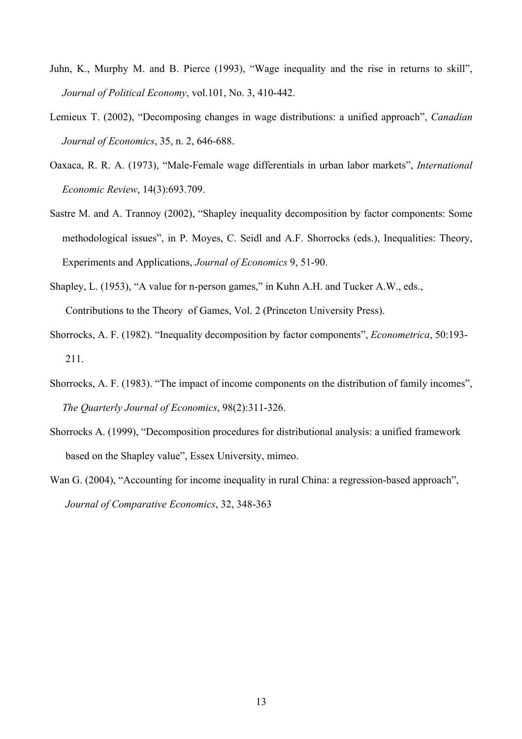Juhn, K., Murphy M. and B. Pierce (1993), "Wage inequality and the rise in returns to skill", *Journal of Political Economy*, vol.101, No. 3, 410-442.

Lemieux T. (2002), "Decomposing changes in wage distributions: a unified approach", *Canadian Journal of Economics*, 35, n. 2, 646-688.

Oaxaca, R. R. A. (1973), "Male-Female wage differentials in urban labor markets", *International Economic Review*, 14(3):693.709.

Sastre M. and A. Trannoy (2002), "Shapley inequality decomposition by factor components: Some methodological issues", in P. Moyes, C. Seidl and A.F. Shorrocks (eds.), Inequalities: Theory, Experiments and Applications, *Journal of Economics* 9, 51-90.

Shapley, L. (1953), "A value for n-person games," in Kuhn A.H. and Tucker A.W., eds., Contributions to the Theory of Games, Vol. 2 (Princeton University Press).

Shorrocks, A. F. (1982). "Inequality decomposition by factor components", *Econometrica*, 50:193-211.

Shorrocks, A. F. (1983). "The impact of income components on the distribution of family incomes", *The Quarterly Journal of Economics*, 98(2):311-326.

Shorrocks A. (1999), "Decomposition procedures for distributional analysis: a unified framework based on the Shapley value", Essex University, mimeo.

Wan G. (2004), "Accounting for income inequality in rural China: a regression-based approach", *Journal of Comparative Economics*, 32, 348-363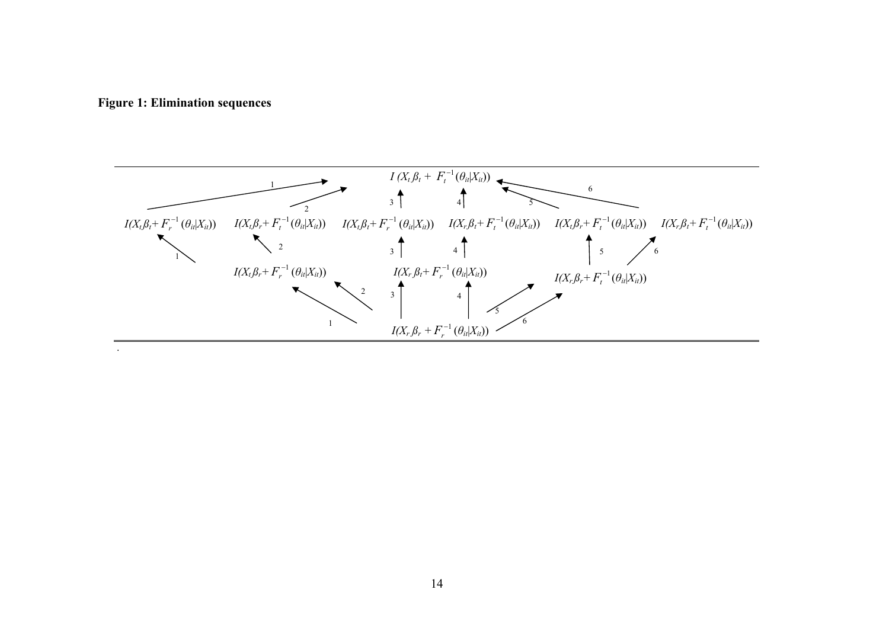**Figure 1: Elimination sequences**

$$I(X_t\beta_t + F_t^{-1}(\theta_{it}|X_{it}))$$

$I(X_t\beta_t + F_r^{-1}(\theta_{it}|X_{it}))$ $\quad$ $I(X_t\beta_r + F_t^{-1}(\theta_{it}|X_{it}))$ $\quad$ $I(X_t\beta_t + F_r^{-1}(\theta_{it}|X_{it}))$ $\quad$ $I(X_r\beta_t + F_t^{-1}(\theta_{it}|X_{it}))$ $\quad$ $I(X_t\beta_r + F_t^{-1}(\theta_{it}|X_{it}))$ $\quad$ $I(X_r\beta_t + F_t^{-1}(\theta_{it}|X_{it}))$

$I(X_t\beta_r + F_r^{-1}(\theta_{it}|X_{it}))$ $\quad$ $I(X_r\beta_t + F_r^{-1}(\theta_{it}|X_{it}))$ $\quad$ $I(X_r\beta_r + F_t^{-1}(\theta_{it}|X_{it}))$

$$I(X_r\beta_r + F_r^{-1}(\theta_{it}|X_{it}))$$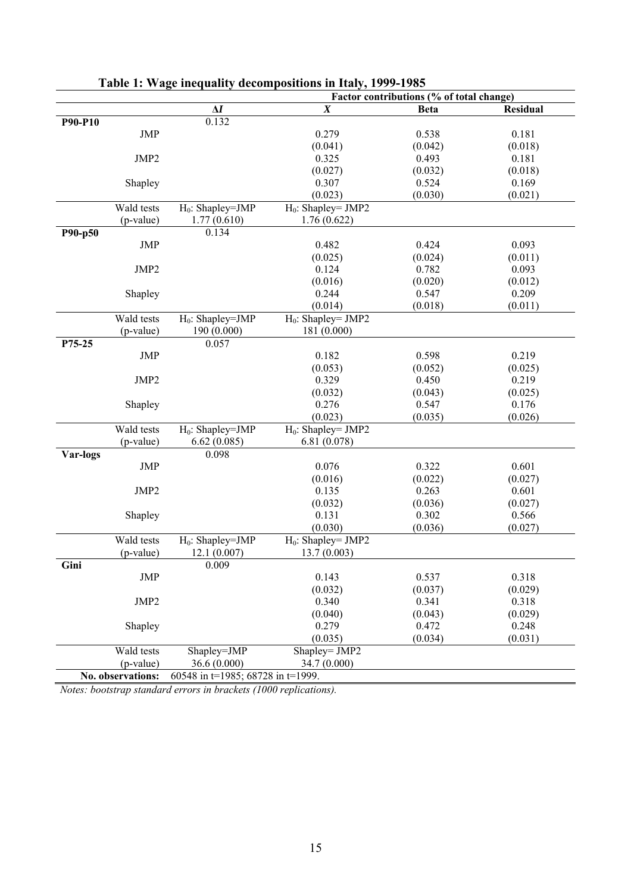**Table 1: Wage inequality decompositions in Italy, 1999-1985**

| | | | Factor contributions (% of total change) | | |
|---|---|---|---|---|---|
| | | **Δ*I*** | ***X*** | **Beta** | **Residual** |
| **P90-P10** | | 0.132 | | | |
| | JMP | | 0.279 | 0.538 | 0.181 |
| | | | (0.041) | (0.042) | (0.018) |
| | JMP2 | | 0.325 | 0.493 | 0.181 |
| | | | (0.027) | (0.032) | (0.018) |
| | Shapley | | 0.307 | 0.524 | 0.169 |
| | | | (0.023) | (0.030) | (0.021) |
| | Wald tests | $H_0$: Shapley=JMP | $H_0$: Shapley= JMP2 | | |
| | (p-value) | 1.77 (0.610) | 1.76 (0.622) | | |
| **P90-p50** | | 0.134 | | | |
| | JMP | | 0.482 | 0.424 | 0.093 |
| | | | (0.025) | (0.024) | (0.011) |
| | JMP2 | | 0.124 | 0.782 | 0.093 |
| | | | (0.016) | (0.020) | (0.012) |
| | Shapley | | 0.244 | 0.547 | 0.209 |
| | | | (0.014) | (0.018) | (0.011) |
| | Wald tests | $H_0$: Shapley=JMP | $H_0$: Shapley= JMP2 | | |
| | (p-value) | 190 (0.000) | 181 (0.000) | | |
| **P75-25** | | 0.057 | | | |
| | JMP | | 0.182 | 0.598 | 0.219 |
| | | | (0.053) | (0.052) | (0.025) |
| | JMP2 | | 0.329 | 0.450 | 0.219 |
| | | | (0.032) | (0.043) | (0.025) |
| | Shapley | | 0.276 | 0.547 | 0.176 |
| | | | (0.023) | (0.035) | (0.026) |
| | Wald tests | $H_0$: Shapley=JMP | $H_0$: Shapley= JMP2 | | |
| | (p-value) | 6.62 (0.085) | 6.81 (0.078) | | |
| **Var-logs** | | 0.098 | | | |
| | JMP | | 0.076 | 0.322 | 0.601 |
| | | | (0.016) | (0.022) | (0.027) |
| | JMP2 | | 0.135 | 0.263 | 0.601 |
| | | | (0.032) | (0.036) | (0.027) |
| | Shapley | | 0.131 | 0.302 | 0.566 |
| | | | (0.030) | (0.036) | (0.027) |
| | Wald tests | $H_0$: Shapley=JMP | $H_0$: Shapley= JMP2 | | |
| | (p-value) | 12.1 (0.007) | 13.7 (0.003) | | |
| **Gini** | | 0.009 | | | |
| | JMP | | 0.143 | 0.537 | 0.318 |
| | | | (0.032) | (0.037) | (0.029) |
| | JMP2 | | 0.340 | 0.341 | 0.318 |
| | | | (0.040) | (0.043) | (0.029) |
| | Shapley | | 0.279 | 0.472 | 0.248 |
| | | | (0.035) | (0.034) | (0.031) |
| | Wald tests | Shapley=JMP | Shapley= JMP2 | | |
| | (p-value) | 36.6 (0.000) | 34.7 (0.000) | | |
| | **No. observations:** | 60548 in t=1985; 68728 in t=1999. | | | |

*Notes: bootstrap standard errors in brackets (1000 replications).*